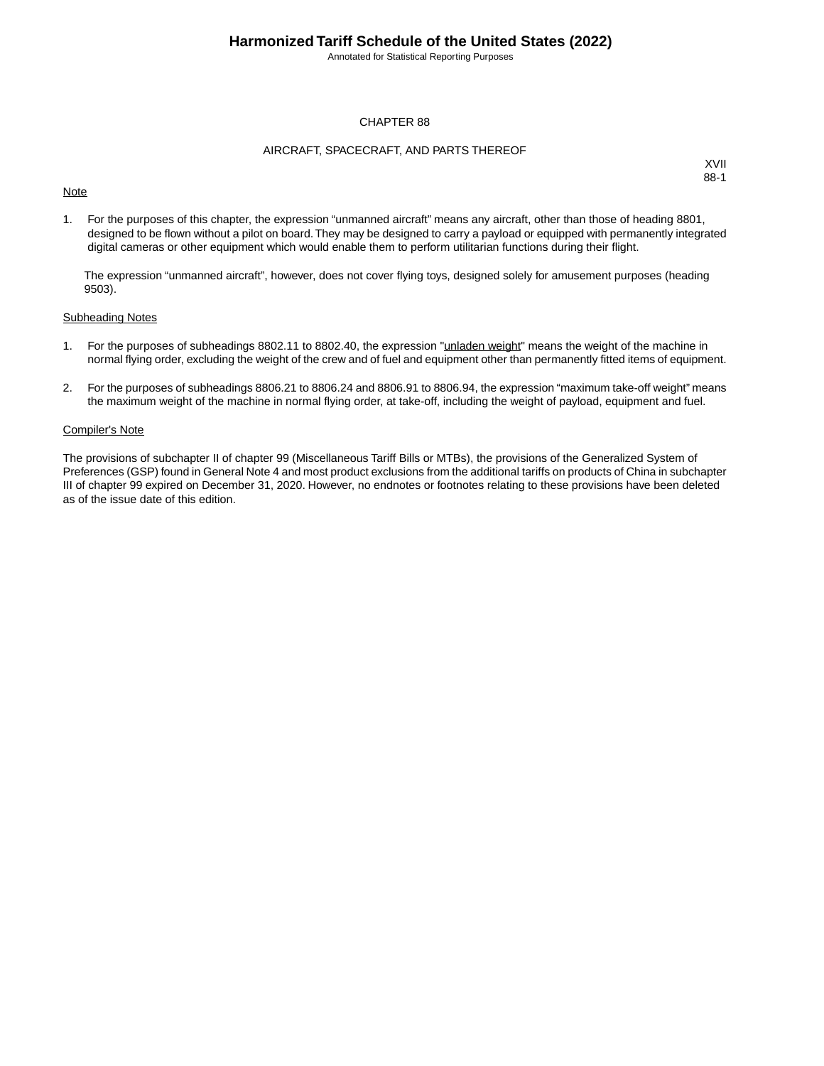# CHAPTER 88

## AIRCRAFT, SPACECRAFT, AND PARTS THEREOF

XVII
88-1

Note

1. For the purposes of this chapter, the expression “unmanned aircraft” means any aircraft, other than those of heading 8801, designed to be flown without a pilot on board. They may be designed to carry a payload or equipped with permanently integrated digital cameras or other equipment which would enable them to perform utilitarian functions during their flight.

   The expression “unmanned aircraft”, however, does not cover flying toys, designed solely for amusement purposes (heading 9503).

Subheading Notes

1. For the purposes of subheadings 8802.11 to 8802.40, the expression "unladen weight" means the weight of the machine in normal flying order, excluding the weight of the crew and of fuel and equipment other than permanently fitted items of equipment.

2. For the purposes of subheadings 8806.21 to 8806.24 and 8806.91 to 8806.94, the expression “maximum take-off weight” means the maximum weight of the machine in normal flying order, at take-off, including the weight of payload, equipment and fuel.

Compiler's Note

The provisions of subchapter II of chapter 99 (Miscellaneous Tariff Bills or MTBs), the provisions of the Generalized System of Preferences (GSP) found in General Note 4 and most product exclusions from the additional tariffs on products of China in subchapter III of chapter 99 expired on December 31, 2020. However, no endnotes or footnotes relating to these provisions have been deleted as of the issue date of this edition.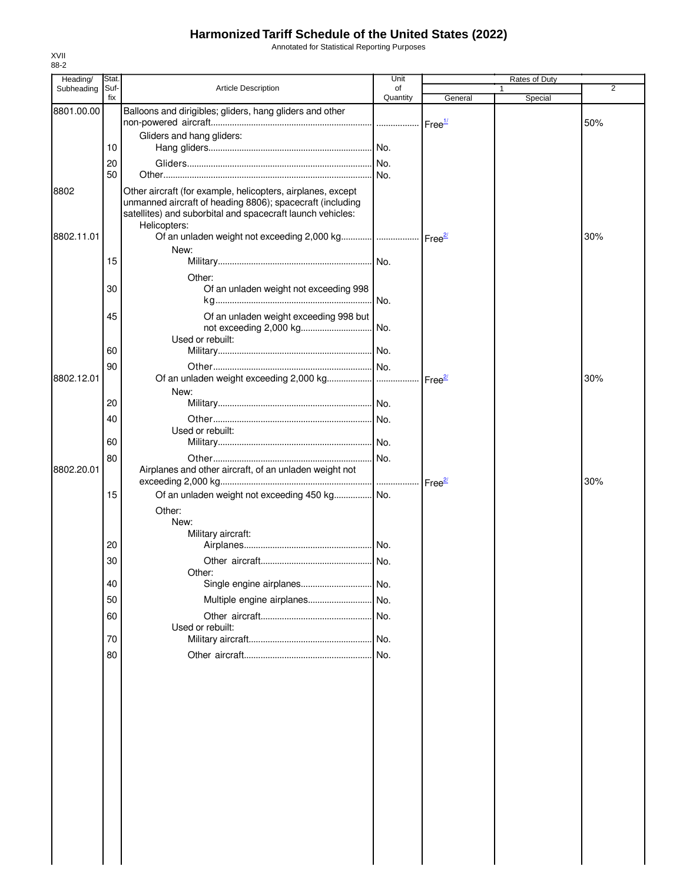# Harmonized Tariff Schedule of the United States (2022)

Annotated for Statistical Reporting Purposes

XVII
88-2

| Heading/ Subheading | Stat. Suf- fix | Article Description | Unit of Quantity | Rates of Duty 1 General | Special | 2 |
|---|---|---|---|---|---|---|
| 8801.00.00 | | Balloons and dirigibles; gliders, hang gliders and other non-powered aircraft | | Free[1/] | | 50% |
| | | Gliders and hang gliders: | | | | |
| | 10 | Hang gliders | No. | | | |
| | 20 | Gliders | No. | | | |
| | 50 | Other | No. | | | |
| 8802 | | Other aircraft (for example, helicopters, airplanes, except unmanned aircraft of heading 8806); spacecraft (including satellites) and suborbital and spacecraft launch vehicles: | | | | |
| | | Helicopters: | | | | |
| 8802.11.01 | | Of an unladen weight not exceeding 2,000 kg | | Free[2/] | | 30% |
| | | New: | | | | |
| | 15 | Military | No. | | | |
| | | Other: | | | | |
| | 30 | Of an unladen weight not exceeding 998 kg | No. | | | |
| | 45 | Of an unladen weight exceeding 998 but not exceeding 2,000 kg | No. | | | |
| | | Used or rebuilt: | | | | |
| | 60 | Military | No. | | | |
| | 90 | Other | No. | | | |
| 8802.12.01 | | Of an unladen weight exceeding 2,000 kg | | Free[2/] | | 30% |
| | | New: | | | | |
| | 20 | Military | No. | | | |
| | 40 | Other | No. | | | |
| | | Used or rebuilt: | | | | |
| | 60 | Military | No. | | | |
| | 80 | Other | No. | | | |
| 8802.20.01 | | Airplanes and other aircraft, of an unladen weight not exceeding 2,000 kg | | Free[2/] | | 30% |
| | 15 | Of an unladen weight not exceeding 450 kg | No. | | | |
| | | Other: | | | | |
| | | New: | | | | |
| | | Military aircraft: | | | | |
| | 20 | Airplanes | No. | | | |
| | 30 | Other aircraft | No. | | | |
| | | Other: | | | | |
| | 40 | Single engine airplanes | No. | | | |
| | 50 | Multiple engine airplanes | No. | | | |
| | 60 | Other aircraft | No. | | | |
| | | Used or rebuilt: | | | | |
| | 70 | Military aircraft | No. | | | |
| | 80 | Other aircraft | No. | | | |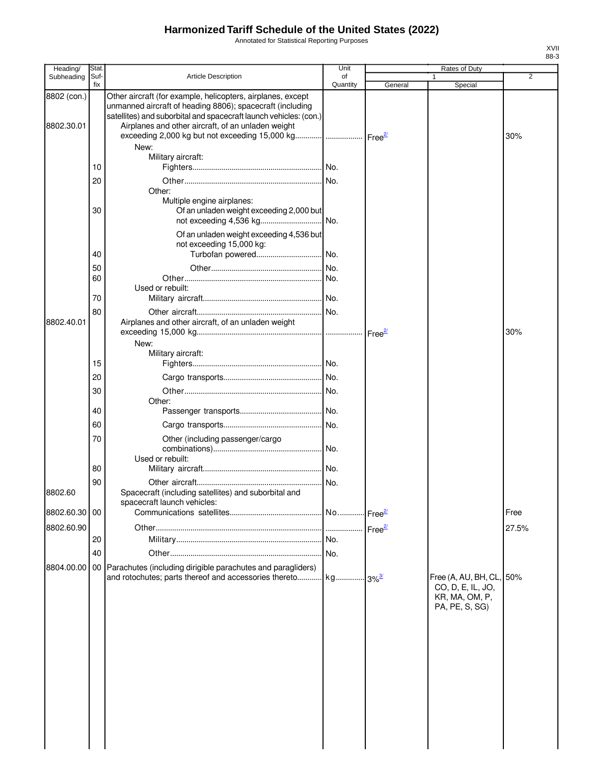# Harmonized Tariff Schedule of the United States (2022)

Annotated for Statistical Reporting Purposes

| Heading/ Subheading | Stat. Suf- fix | Article Description | Unit of Quantity | Rates of Duty 1 General | Special | 2 |
|---|---|---|---|---|---|---|
| 8802 (con.) | | Other aircraft (for example, helicopters, airplanes, except unmanned aircraft of heading 8806); spacecraft (including satellites) and suborbital and spacecraft launch vehicles: (con.) | | | | |
| 8802.30.01 | | Airplanes and other aircraft, of an unladen weight exceeding 2,000 kg but not exceeding 15,000 kg | | Free[2/] | | 30% |
| | | New: | | | | |
| | | Military aircraft: | | | | |
| | 10 | Fighters | No. | | | |
| | 20 | Other | No. | | | |
| | | Other: | | | | |
| | | Multiple engine airplanes: | | | | |
| | 30 | Of an unladen weight exceeding 2,000 but not exceeding 4,536 kg | No. | | | |
| | | Of an unladen weight exceeding 4,536 but not exceeding 15,000 kg: | | | | |
| | 40 | Turbofan powered | No. | | | |
| | 50 | Other | No. | | | |
| | 60 | Other | No. | | | |
| | | Used or rebuilt: | | | | |
| | 70 | Military aircraft | No. | | | |
| | 80 | Other aircraft | No. | | | |
| 8802.40.01 | | Airplanes and other aircraft, of an unladen weight exceeding 15,000 kg | | Free[2/] | | 30% |
| | | New: | | | | |
| | | Military aircraft: | | | | |
| | 15 | Fighters | No. | | | |
| | 20 | Cargo transports | No. | | | |
| | 30 | Other | No. | | | |
| | | Other: | | | | |
| | 40 | Passenger transports | No. | | | |
| | 60 | Cargo transports | No. | | | |
| | 70 | Other (including passenger/cargo combinations) | No. | | | |
| | | Used or rebuilt: | | | | |
| | 80 | Military aircraft | No. | | | |
| | 90 | Other aircraft | No. | | | |
| 8802.60 | | Spacecraft (including satellites) and suborbital and spacecraft launch vehicles: | | | | |
| 8802.60.30 | 00 | Communications satellites | No. | Free[2/] | | Free |
| 8802.60.90 | | Other | | Free[2/] | | 27.5% |
| | 20 | Military | No. | | | |
| | 40 | Other | No. | | | |
| 8804.00.00 | 00 | Parachutes (including dirigible parachutes and paragliders) and rotochutes; parts thereof and accessories thereto | kg | 3%[3/] | Free (A, AU, BH, CL, CO, D, E, IL, JO, KR, MA, OM, P, PA, PE, S, SG) | 50% |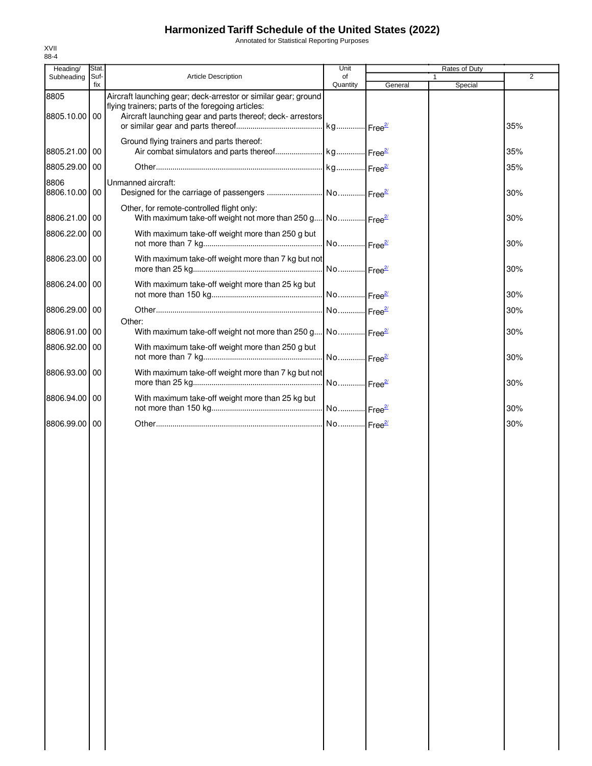# Harmonized Tariff Schedule of the United States (2022)

Annotated for Statistical Reporting Purposes

XVII
88-4

| Heading/ Subheading | Stat. Suf- fix | Article Description | Unit of Quantity | Rates of Duty 1 General | Special | 2 |
|---|---|---|---|---|---|---|
| 8805 | | Aircraft launching gear; deck-arrestor or similar gear; ground flying trainers; parts of the foregoing articles: | | | | |
| 8805.10.00 | 00 | Aircraft launching gear and parts thereof; deck- arrestors or similar gear and parts thereof | kg | Free[2/] | | 35% |
| | | Ground flying trainers and parts thereof: | | | | |
| 8805.21.00 | 00 | Air combat simulators and parts thereof | kg | Free[2/] | | 35% |
| 8805.29.00 | 00 | Other | kg | Free[2/] | | 35% |
| 8806 | | Unmanned aircraft: | | | | |
| 8806.10.00 | 00 | Designed for the carriage of passengers | No. | Free[2/] | | 30% |
| | | Other, for remote-controlled flight only: | | | | |
| 8806.21.00 | 00 | With maximum take-off weight not more than 250 g | No. | Free[2/] | | 30% |
| 8806.22.00 | 00 | With maximum take-off weight more than 250 g but not more than 7 kg | No. | Free[2/] | | 30% |
| 8806.23.00 | 00 | With maximum take-off weight more than 7 kg but not more than 25 kg | No. | Free[2/] | | 30% |
| 8806.24.00 | 00 | With maximum take-off weight more than 25 kg but not more than 150 kg | No. | Free[2/] | | 30% |
| 8806.29.00 | 00 | Other | No. | Free[2/] | | 30% |
| | | Other: | | | | |
| 8806.91.00 | 00 | With maximum take-off weight not more than 250 g | No. | Free[2/] | | 30% |
| 8806.92.00 | 00 | With maximum take-off weight more than 250 g but not more than 7 kg | No. | Free[2/] | | 30% |
| 8806.93.00 | 00 | With maximum take-off weight more than 7 kg but not more than 25 kg | No. | Free[2/] | | 30% |
| 8806.94.00 | 00 | With maximum take-off weight more than 25 kg but not more than 150 kg | No. | Free[2/] | | 30% |
| 8806.99.00 | 00 | Other | No. | Free[2/] | | 30% |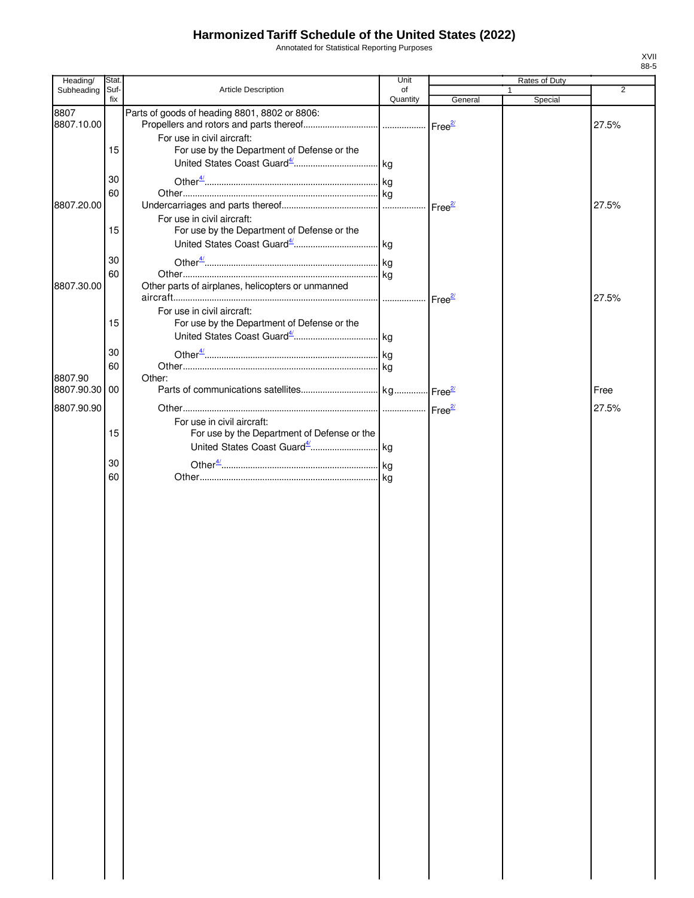# Harmonized Tariff Schedule of the United States (2022)

Annotated for Statistical Reporting Purposes

XVII
88-5

| Heading/ Subheading | Stat. Suf- fix | Article Description | Unit of Quantity | Rates of Duty 1 General | Special | 2 |
|---|---|---|---|---|---|---|
| 8807 | | Parts of goods of heading 8801, 8802 or 8806: | | | | |
| 8807.10.00 | | Propellers and rotors and parts thereof | | Free[2/] | | 27.5% |
| | | For use in civil aircraft: | | | | |
| | 15 | For use by the Department of Defense or the United States Coast Guard[4/] | kg | | | |
| | 30 | Other[4/] | kg | | | |
| | 60 | Other | kg | | | |
| 8807.20.00 | | Undercarriages and parts thereof | | Free[2/] | | 27.5% |
| | | For use in civil aircraft: | | | | |
| | 15 | For use by the Department of Defense or the United States Coast Guard[4/] | kg | | | |
| | 30 | Other[4/] | kg | | | |
| | 60 | Other | kg | | | |
| 8807.30.00 | | Other parts of airplanes, helicopters or unmanned aircraft | | Free[2/] | | 27.5% |
| | | For use in civil aircraft: | | | | |
| | 15 | For use by the Department of Defense or the United States Coast Guard[4/] | kg | | | |
| | 30 | Other[4/] | kg | | | |
| | 60 | Other | kg | | | |
| 8807.90 | | Other: | | | | |
| 8807.90.30 | 00 | Parts of communications satellites | kg | Free[2/] | | Free |
| 8807.90.90 | | Other | | Free[2/] | | 27.5% |
| | | For use in civil aircraft: | | | | |
| | 15 | For use by the Department of Defense or the United States Coast Guard[4/] | kg | | | |
| | 30 | Other[4/] | kg | | | |
| | 60 | Other | kg | | | |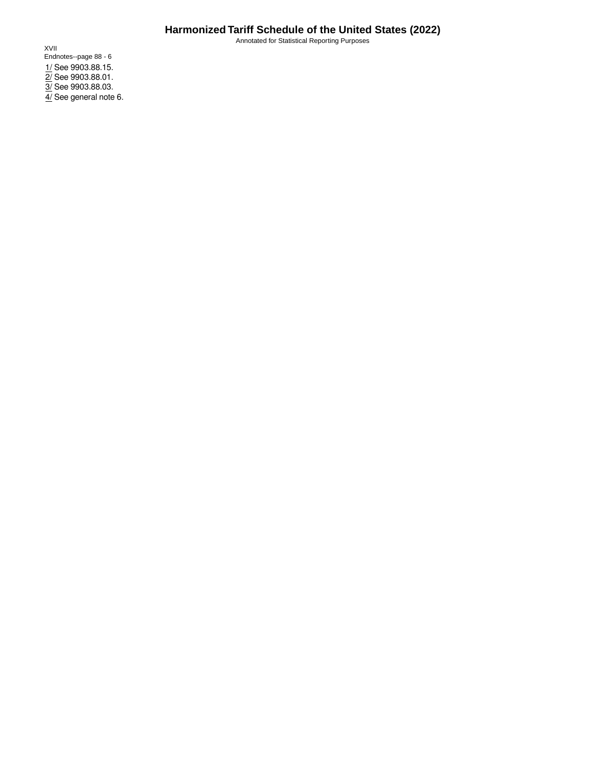XVII

Endnotes--page 88 - 6

1/ See 9903.88.15.

2/ See 9903.88.01.

3/ See 9903.88.03.

4/ See general note 6.